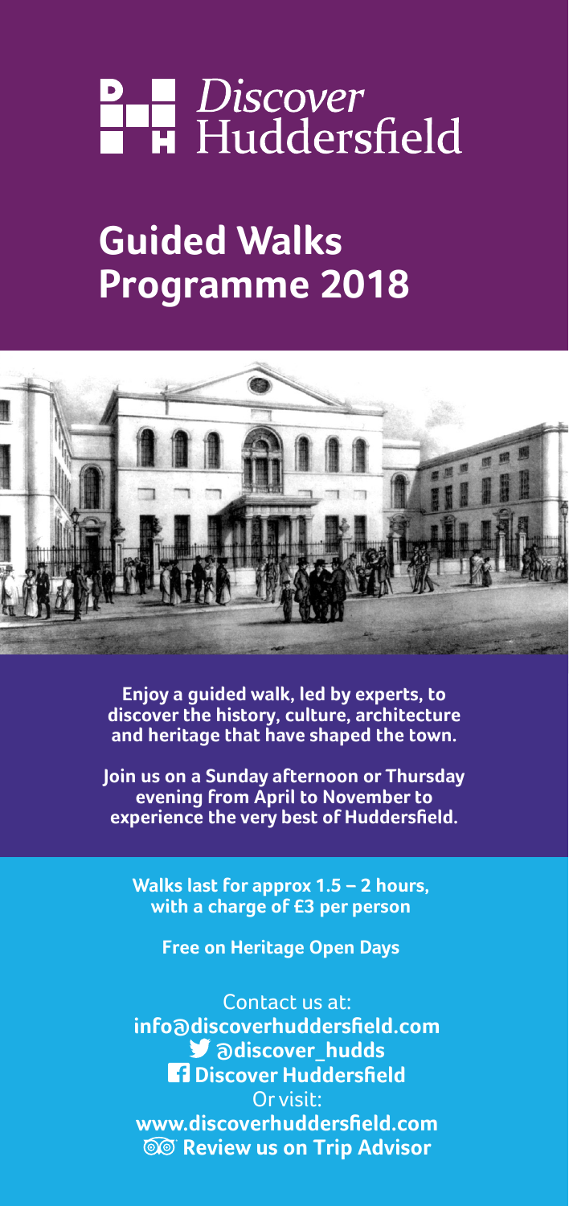# Discover Huddersfield

## Guided Walks Programme 2018

**Enjoy a guided walk, led by experts, to discover the history, culture, architecture and heritage that have shaped the town.**

**Join us on a Sunday afternoon or Thursday evening from April to November to experience the very best of Huddersfield.**

**Walks last for approx 1.5 – 2 hours, with a charge of £3 per person**

**Free on Heritage Open Days**

Contact us at:
**info@discoverhuddersfield.com**
**@discover_hudds**
**Discover Huddersfield**
Or visit:
**www.discoverhuddersfield.com**
**Review us on Trip Advisor**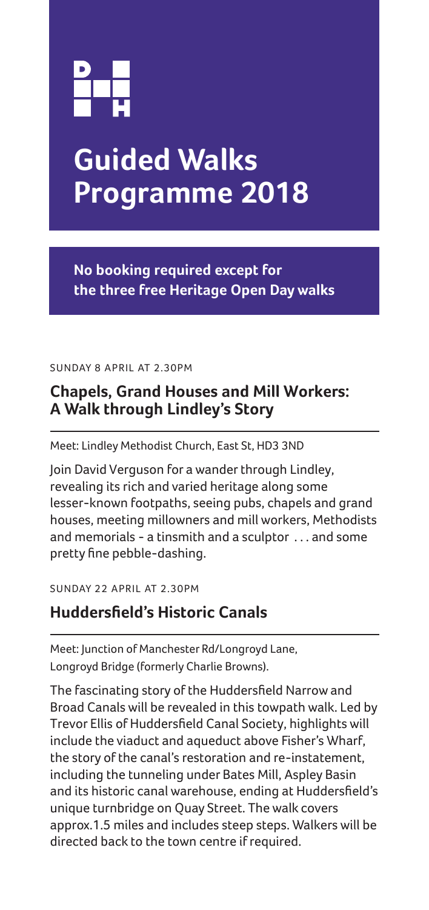# Guided Walks Programme 2018

**No booking required except for the three free Heritage Open Day walks**

SUNDAY 8 APRIL AT 2.30PM

## Chapels, Grand Houses and Mill Workers: A Walk through Lindley's Story

Meet: Lindley Methodist Church, East St, HD3 3ND

Join David Verguson for a wander through Lindley, revealing its rich and varied heritage along some lesser-known footpaths, seeing pubs, chapels and grand houses, meeting millowners and mill workers, Methodists and memorials - a tinsmith and a sculptor . . . and some pretty fine pebble-dashing.

SUNDAY 22 APRIL AT 2.30PM

## Huddersfield's Historic Canals

Meet: Junction of Manchester Rd/Longroyd Lane, Longroyd Bridge (formerly Charlie Browns).

The fascinating story of the Huddersfield Narrow and Broad Canals will be revealed in this towpath walk. Led by Trevor Ellis of Huddersfield Canal Society, highlights will include the viaduct and aqueduct above Fisher's Wharf, the story of the canal's restoration and re-instatement, including the tunneling under Bates Mill, Aspley Basin and its historic canal warehouse, ending at Huddersfield's unique turnbridge on Quay Street. The walk covers approx.1.5 miles and includes steep steps. Walkers will be directed back to the town centre if required.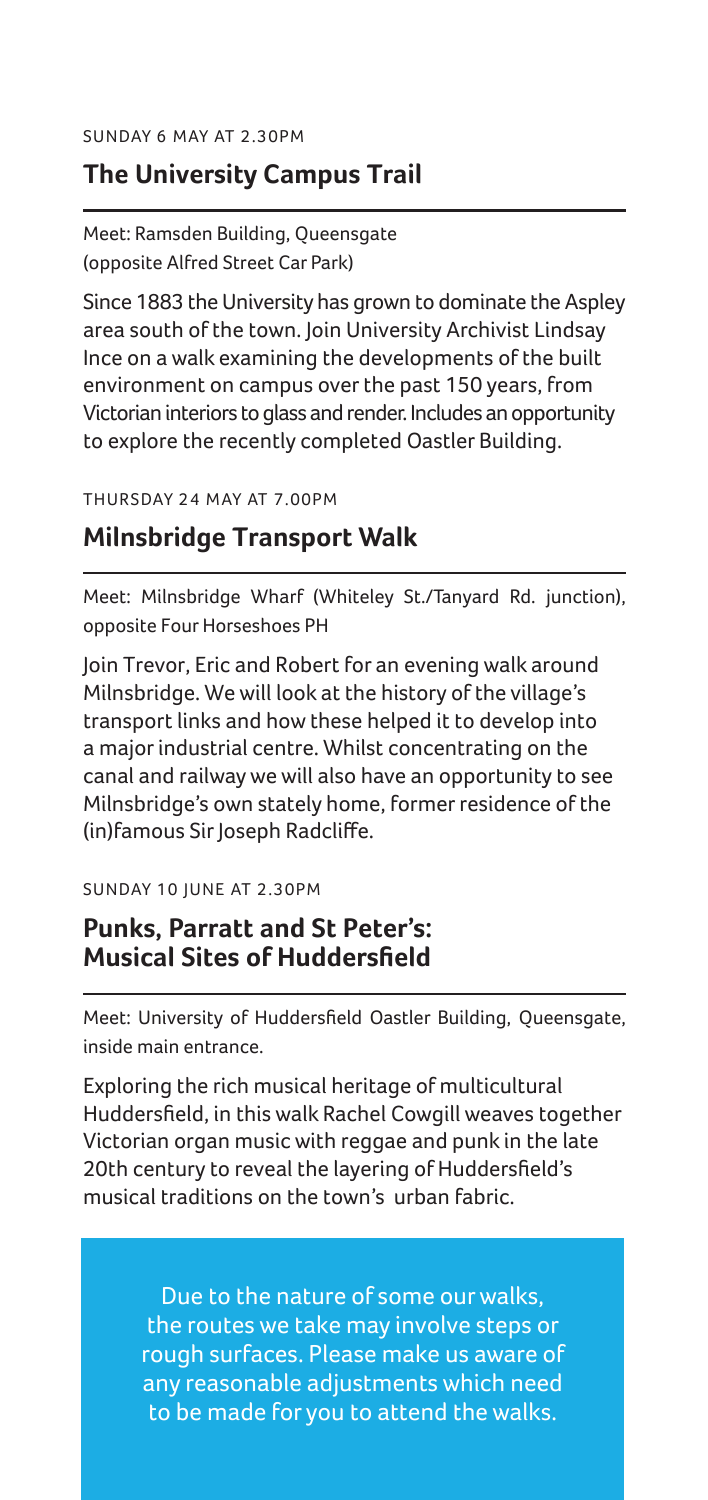SUNDAY 6 MAY AT 2.30PM

## The University Campus Trail

Meet: Ramsden Building, Queensgate (opposite Alfred Street Car Park)

Since 1883 the University has grown to dominate the Aspley area south of the town. Join University Archivist Lindsay Ince on a walk examining the developments of the built environment on campus over the past 150 years, from Victorian interiors to glass and render. Includes an opportunity to explore the recently completed Oastler Building.

THURSDAY 24 MAY AT 7.00PM

## Milnsbridge Transport Walk

Meet: Milnsbridge Wharf (Whiteley St./Tanyard Rd. junction), opposite Four Horseshoes PH

Join Trevor, Eric and Robert for an evening walk around Milnsbridge. We will look at the history of the village's transport links and how these helped it to develop into a major industrial centre. Whilst concentrating on the canal and railway we will also have an opportunity to see Milnsbridge's own stately home, former residence of the (in)famous Sir Joseph Radcliffe.

SUNDAY 10 JUNE AT 2.30PM

## Punks, Parratt and St Peter's: Musical Sites of Huddersfield

Meet: University of Huddersfield Oastler Building, Queensgate, inside main entrance.

Exploring the rich musical heritage of multicultural Huddersfield, in this walk Rachel Cowgill weaves together Victorian organ music with reggae and punk in the late 20th century to reveal the layering of Huddersfield's musical traditions on the town's urban fabric.

Due to the nature of some our walks, the routes we take may involve steps or rough surfaces. Please make us aware of any reasonable adjustments which need to be made for you to attend the walks.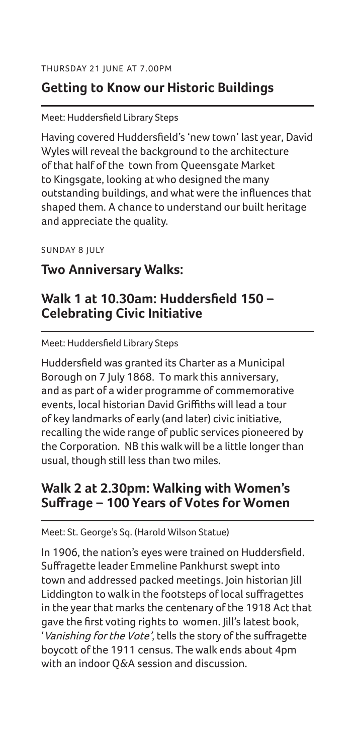THURSDAY 21 JUNE AT 7.00PM

## Getting to Know our Historic Buildings

Meet: Huddersfield Library Steps

Having covered Huddersfield's 'new town' last year, David Wyles will reveal the background to the architecture of that half of the town from Queensgate Market to Kingsgate, looking at who designed the many outstanding buildings, and what were the influences that shaped them. A chance to understand our built heritage and appreciate the quality.

SUNDAY 8 JULY

## Two Anniversary Walks:

## Walk 1 at 10.30am: Huddersfield 150 – Celebrating Civic Initiative

Meet: Huddersfield Library Steps

Huddersfield was granted its Charter as a Municipal Borough on 7 July 1868. To mark this anniversary, and as part of a wider programme of commemorative events, local historian David Griffiths will lead a tour of key landmarks of early (and later) civic initiative, recalling the wide range of public services pioneered by the Corporation. NB this walk will be a little longer than usual, though still less than two miles.

## Walk 2 at 2.30pm: Walking with Women's Suffrage – 100 Years of Votes for Women

Meet: St. George's Sq. (Harold Wilson Statue)

In 1906, the nation's eyes were trained on Huddersfield. Suffragette leader Emmeline Pankhurst swept into town and addressed packed meetings. Join historian Jill Liddington to walk in the footsteps of local suffragettes in the year that marks the centenary of the 1918 Act that gave the first voting rights to women. Jill's latest book, '*Vanishing for the Vote*', tells the story of the suffragette boycott of the 1911 census. The walk ends about 4pm with an indoor Q&A session and discussion.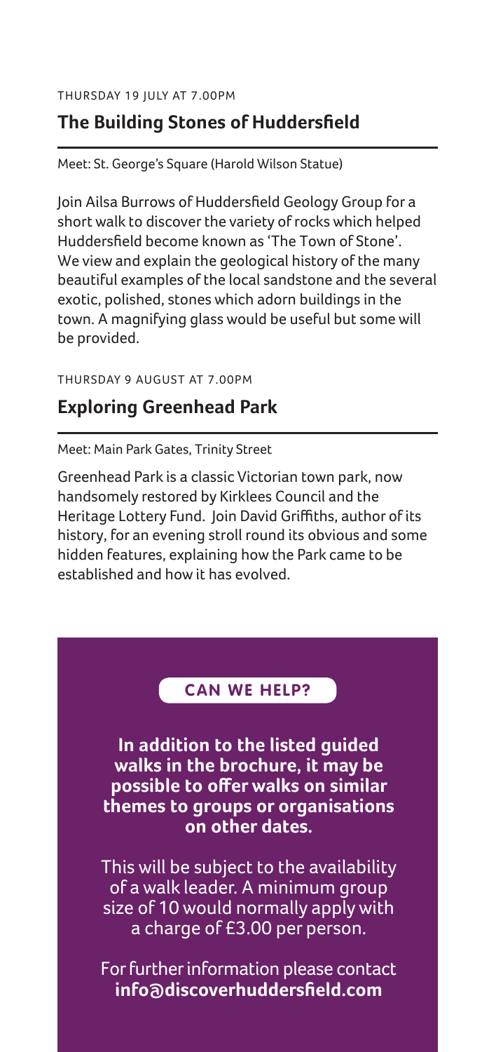THURSDAY 19 JULY AT 7.00PM

## The Building Stones of Huddersfield

Meet: St. George's Square (Harold Wilson Statue)

Join Ailsa Burrows of Huddersfield Geology Group for a short walk to discover the variety of rocks which helped Huddersfield become known as 'The Town of Stone'. We view and explain the geological history of the many beautiful examples of the local sandstone and the several exotic, polished, stones which adorn buildings in the town. A magnifying glass would be useful but some will be provided.

THURSDAY 9 AUGUST AT 7.00PM

## Exploring Greenhead Park

Meet: Main Park Gates, Trinity Street

Greenhead Park is a classic Victorian town park, now handsomely restored by Kirklees Council and the Heritage Lottery Fund. Join David Griffiths, author of its history, for an evening stroll round its obvious and some hidden features, explaining how the Park came to be established and how it has evolved.

### CAN WE HELP?

**In addition to the listed guided walks in the brochure, it may be possible to offer walks on similar themes to groups or organisations on other dates.**

This will be subject to the availability of a walk leader. A minimum group size of 10 would normally apply with a charge of £3.00 per person.

For further information please contact **info@discoverhuddersfield.com**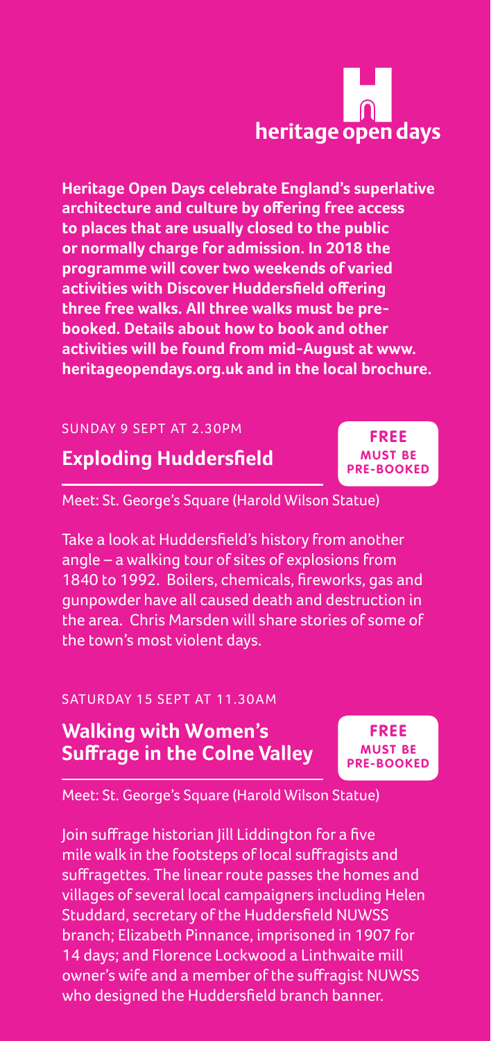heritage open days

**Heritage Open Days celebrate England's superlative architecture and culture by offering free access to places that are usually closed to the public or normally charge for admission. In 2018 the programme will cover two weekends of varied activities with Discover Huddersfield offering three free walks. All three walks must be pre-booked. Details about how to book and other activities will be found from mid-August at www.heritageopendays.org.uk and in the local brochure.**

SUNDAY 9 SEPT AT 2.30PM

## Exploding Huddersfield

**FREE MUST BE PRE-BOOKED**

Meet: St. George's Square (Harold Wilson Statue)

Take a look at Huddersfield's history from another angle – a walking tour of sites of explosions from 1840 to 1992. Boilers, chemicals, fireworks, gas and gunpowder have all caused death and destruction in the area. Chris Marsden will share stories of some of the town's most violent days.

SATURDAY 15 SEPT AT 11.30AM

## Walking with Women's Suffrage in the Colne Valley

**FREE MUST BE PRE-BOOKED**

Meet: St. George's Square (Harold Wilson Statue)

Join suffrage historian Jill Liddington for a five mile walk in the footsteps of local suffragists and suffragettes. The linear route passes the homes and villages of several local campaigners including Helen Studdard, secretary of the Huddersfield NUWSS branch; Elizabeth Pinnance, imprisoned in 1907 for 14 days; and Florence Lockwood a Linthwaite mill owner's wife and a member of the suffragist NUWSS who designed the Huddersfield branch banner.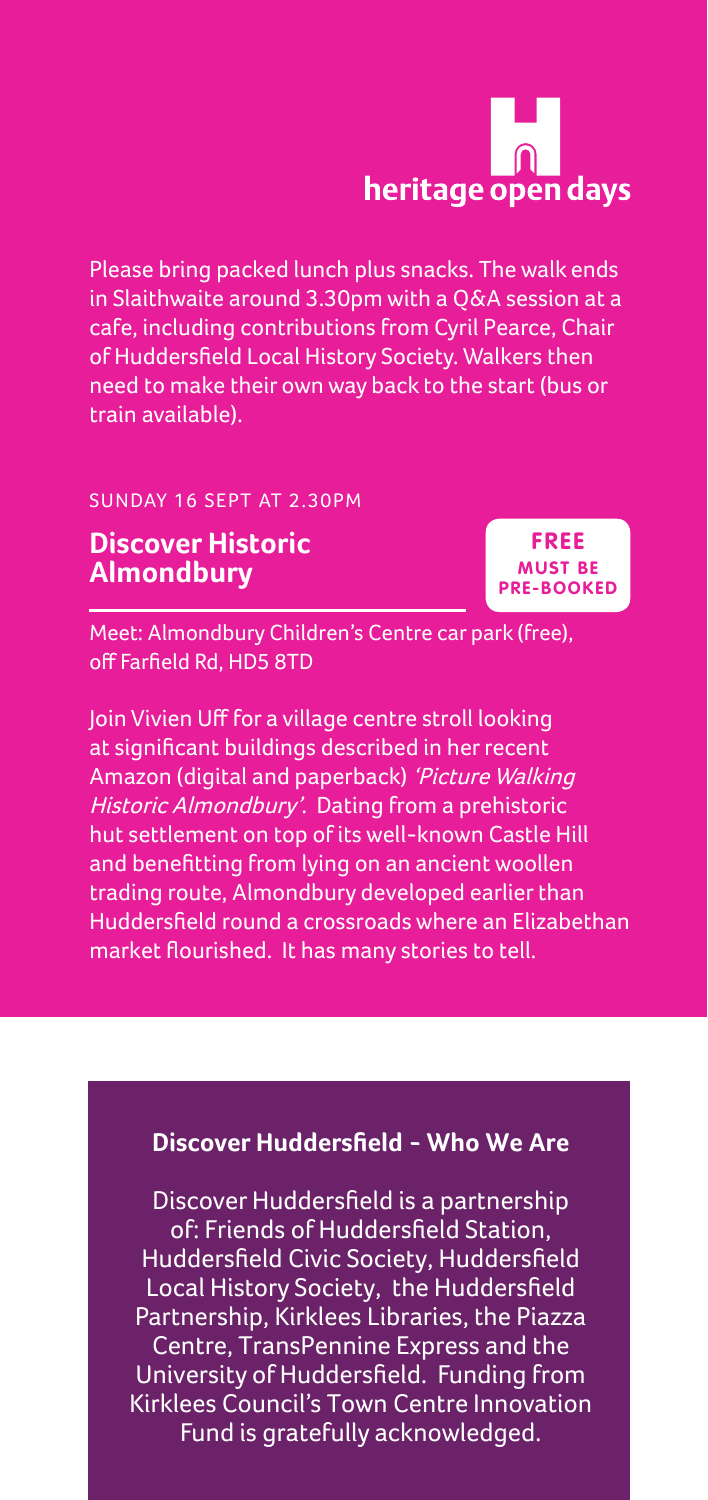**heritage open days**

Please bring packed lunch plus snacks. The walk ends in Slaithwaite around 3.30pm with a Q&A session at a cafe, including contributions from Cyril Pearce, Chair of Huddersfield Local History Society. Walkers then need to make their own way back to the start (bus or train available).

SUNDAY 16 SEPT AT 2.30PM

## Discover Historic Almondbury

**FREE**
**MUST BE PRE-BOOKED**

Meet: Almondbury Children's Centre car park (free), off Farfield Rd, HD5 8TD

Join Vivien Uff for a village centre stroll looking at significant buildings described in her recent Amazon (digital and paperback) *'Picture Walking Historic Almondbury'*. Dating from a prehistoric hut settlement on top of its well-known Castle Hill and benefitting from lying on an ancient woollen trading route, Almondbury developed earlier than Huddersfield round a crossroads where an Elizabethan market flourished. It has many stories to tell.

### Discover Huddersfield - Who We Are

Discover Huddersfield is a partnership of: Friends of Huddersfield Station, Huddersfield Civic Society, Huddersfield Local History Society, the Huddersfield Partnership, Kirklees Libraries, the Piazza Centre, TransPennine Express and the University of Huddersfield. Funding from Kirklees Council's Town Centre Innovation Fund is gratefully acknowledged.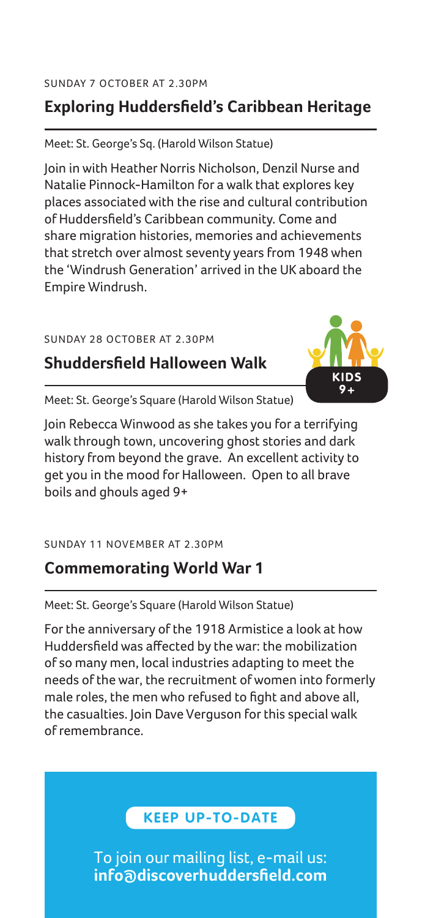SUNDAY 7 OCTOBER AT 2.30PM

## Exploring Huddersfield's Caribbean Heritage

Meet: St. George's Sq. (Harold Wilson Statue)

Join in with Heather Norris Nicholson, Denzil Nurse and Natalie Pinnock-Hamilton for a walk that explores key places associated with the rise and cultural contribution of Huddersfield's Caribbean community. Come and share migration histories, memories and achievements that stretch over almost seventy years from 1948 when the 'Windrush Generation' arrived in the UK aboard the Empire Windrush.

SUNDAY 28 OCTOBER AT 2.30PM

## Shuddersfield Halloween Walk

KIDS 9+

Meet: St. George's Square (Harold Wilson Statue)

Join Rebecca Winwood as she takes you for a terrifying walk through town, uncovering ghost stories and dark history from beyond the grave. An excellent activity to get you in the mood for Halloween. Open to all brave boils and ghouls aged 9+

SUNDAY 11 NOVEMBER AT 2.30PM

## Commemorating World War 1

Meet: St. George's Square (Harold Wilson Statue)

For the anniversary of the 1918 Armistice a look at how Huddersfield was affected by the war: the mobilization of so many men, local industries adapting to meet the needs of the war, the recruitment of women into formerly male roles, the men who refused to fight and above all, the casualties. Join Dave Verguson for this special walk of remembrance.

**KEEP UP-TO-DATE**

To join our mailing list, e-mail us: **info@discoverhuddersfield.com**